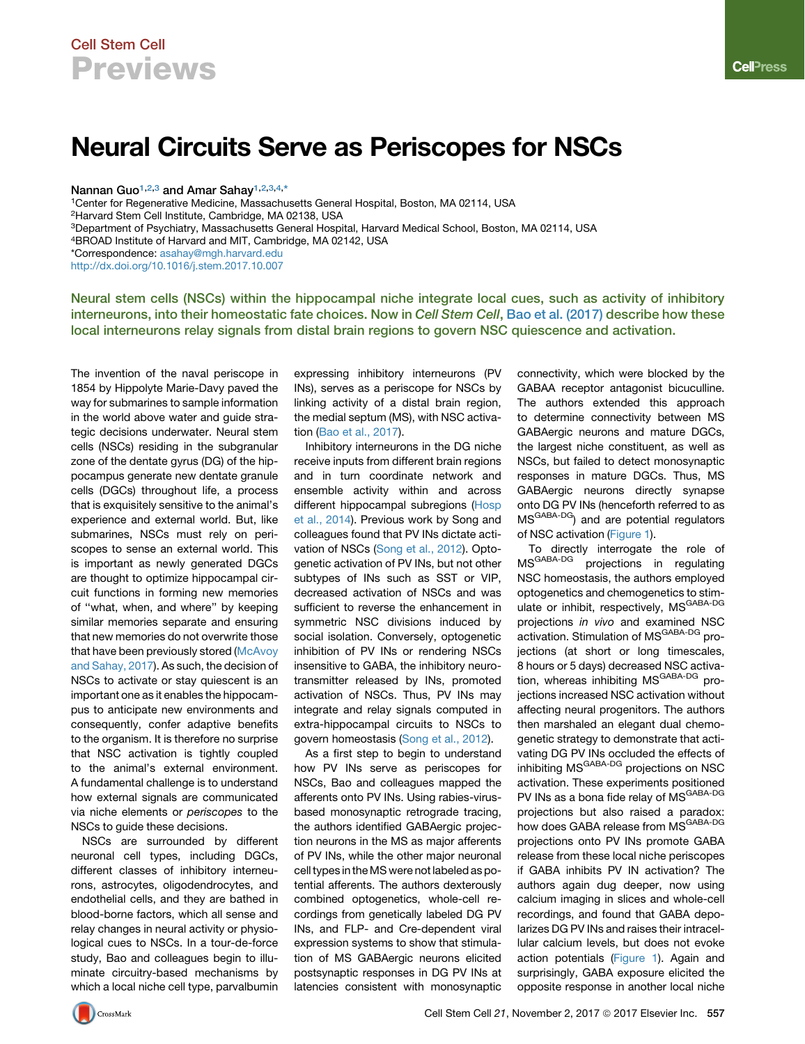# Neural Circuits Serve as Periscopes for NSCs

**Nannan Guo**[1,2,3] **and Amar Sahay**[1,2,3,4,*]

[1]Center for Regenerative Medicine, Massachusetts General Hospital, Boston, MA 02114, USA
[2]Harvard Stem Cell Institute, Cambridge, MA 02138, USA
[3]Department of Psychiatry, Massachusetts General Hospital, Harvard Medical School, Boston, MA 02114, USA
[4]BROAD Institute of Harvard and MIT, Cambridge, MA 02142, USA
*Correspondence: asahay@mgh.harvard.edu
http://dx.doi.org/10.1016/j.stem.2017.10.007

**Neural stem cells (NSCs) within the hippocampal niche integrate local cues, such as activity of inhibitory interneurons, into their homeostatic fate choices. Now in *Cell Stem Cell*, Bao et al. (2017) describe how these local interneurons relay signals from distal brain regions to govern NSC quiescence and activation.**

The invention of the naval periscope in 1854 by Hippolyte Marie-Davy paved the way for submarines to sample information in the world above water and guide strategic decisions underwater. Neural stem cells (NSCs) residing in the subgranular zone of the dentate gyrus (DG) of the hippocampus generate new dentate granule cells (DGCs) throughout life, a process that is exquisitely sensitive to the animal's experience and external world. But, like submarines, NSCs must rely on periscopes to sense an external world. This is important as newly generated DGCs are thought to optimize hippocampal circuit functions in forming new memories of "what, when, and where" by keeping similar memories separate and ensuring that new memories do not overwrite those that have been previously stored (McAvoy and Sahay, 2017). As such, the decision of NSCs to activate or stay quiescent is an important one as it enables the hippocampus to anticipate new environments and consequently, confer adaptive benefits to the organism. It is therefore no surprise that NSC activation is tightly coupled to the animal's external environment. A fundamental challenge is to understand how external signals are communicated via niche elements or *periscopes* to the NSCs to guide these decisions.

NSCs are surrounded by different neuronal cell types, including DGCs, different classes of inhibitory interneurons, astrocytes, oligodendrocytes, and endothelial cells, and they are bathed in blood-borne factors, which all sense and relay changes in neural activity or physiological cues to NSCs. In a tour-de-force study, Bao and colleagues begin to illuminate circuitry-based mechanisms by which a local niche cell type, parvalbumin expressing inhibitory interneurons (PV INs), serves as a periscope for NSCs by linking activity of a distal brain region, the medial septum (MS), with NSC activation (Bao et al., 2017).

Inhibitory interneurons in the DG niche receive inputs from different brain regions and in turn coordinate network and ensemble activity within and across different hippocampal subregions (Hosp et al., 2014). Previous work by Song and colleagues found that PV INs dictate activation of NSCs (Song et al., 2012). Optogenetic activation of PV INs, but not other subtypes of INs such as SST or VIP, decreased activation of NSCs and was sufficient to reverse the enhancement in symmetric NSC divisions induced by social isolation. Conversely, optogenetic inhibition of PV INs or rendering NSCs insensitive to GABA, the inhibitory neurotransmitter released by INs, promoted activation of NSCs. Thus, PV INs may integrate and relay signals computed in extra-hippocampal circuits to NSCs to govern homeostasis (Song et al., 2012).

As a first step to begin to understand how PV INs serve as periscopes for NSCs, Bao and colleagues mapped the afferents onto PV INs. Using rabies-virus-based monosynaptic retrograde tracing, the authors identified GABAergic projection neurons in the MS as major afferents of PV INs, while the other major neuronal cell types in the MS were not labeled as potential afferents. The authors dexterously combined optogenetics, whole-cell recordings from genetically labeled DG PV INs, and FLP- and Cre-dependent viral expression systems to show that stimulation of MS GABAergic neurons elicited postsynaptic responses in DG PV INs at latencies consistent with monosynaptic connectivity, which were blocked by the GABAA receptor antagonist bicuculline. The authors extended this approach to determine connectivity between MS GABAergic neurons and mature DGCs, the largest niche constituent, as well as NSCs, but failed to detect monosynaptic responses in mature DGCs. Thus, MS GABAergic neurons directly synapse onto DG PV INs (henceforth referred to as $MS^{GABA\text{-}DG}$) and are potential regulators of NSC activation (Figure 1).

To directly interrogate the role of $MS^{GABA\text{-}DG}$ projections in regulating NSC homeostasis, the authors employed optogenetics and chemogenetics to stimulate or inhibit, respectively, $MS^{GABA\text{-}DG}$ projections *in vivo* and examined NSC activation. Stimulation of $MS^{GABA\text{-}DG}$ projections (at short or long timescales, 8 hours or 5 days) decreased NSC activation, whereas inhibiting $MS^{GABA\text{-}DG}$ projections increased NSC activation without affecting neural progenitors. The authors then marshaled an elegant dual chemogenetic strategy to demonstrate that activating DG PV INs occluded the effects of inhibiting $MS^{GABA\text{-}DG}$ projections on NSC activation. These experiments positioned PV INs as a bona fide relay of $MS^{GABA\text{-}DG}$ projections but also raised a paradox: how does GABA release from $MS^{GABA\text{-}DG}$ projections onto PV INs promote GABA release from these local niche periscopes if GABA inhibits PV IN activation? The authors again dug deeper, now using calcium imaging in slices and whole-cell recordings, and found that GABA depolarizes DG PV INs and raises their intracellular calcium levels, but does not evoke action potentials (Figure 1). Again and surprisingly, GABA exposure elicited the opposite response in another local niche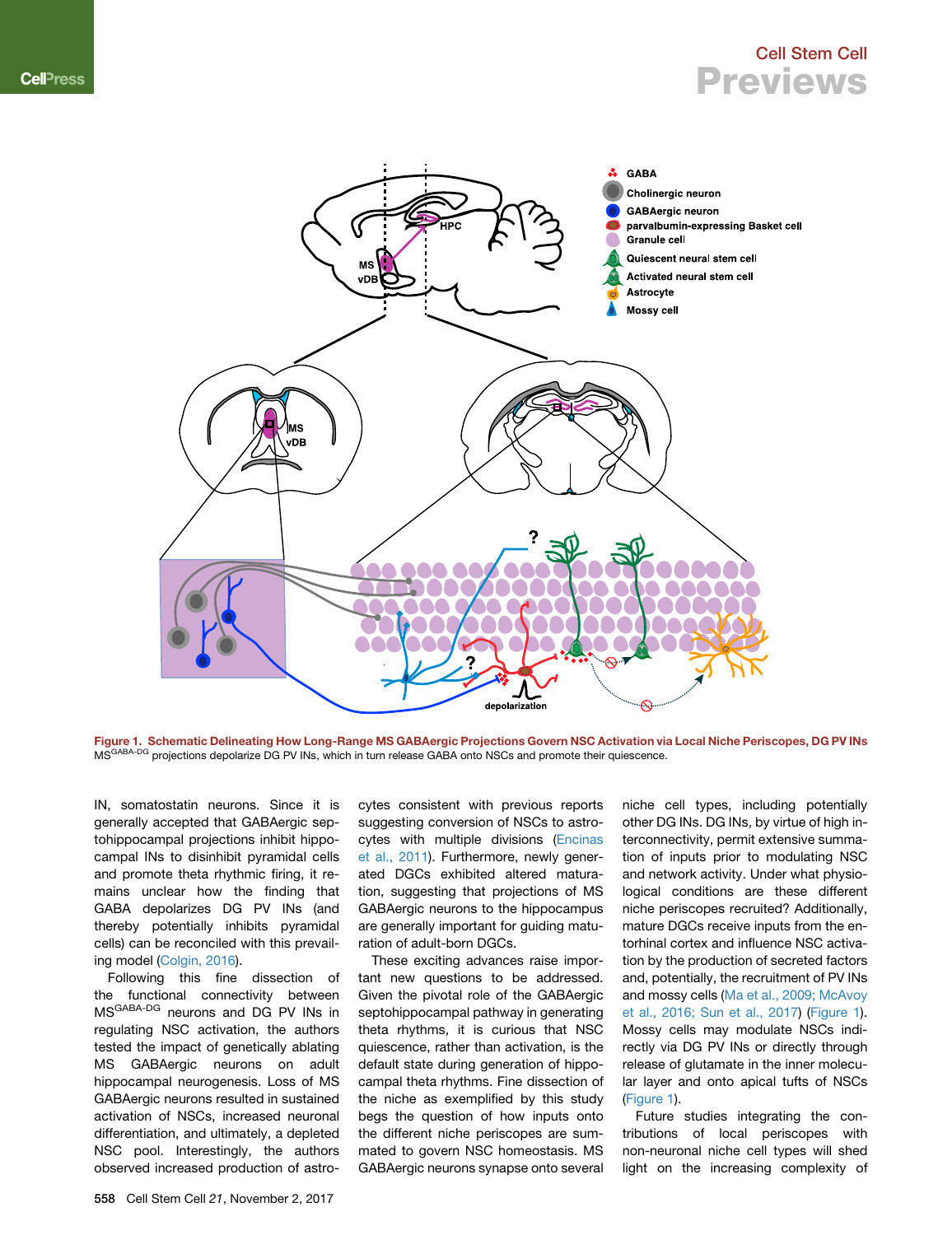**Figure 1. Schematic Delineating How Long-Range MS GABAergic Projections Govern NSC Activation via Local Niche Periscopes, DG PV INs**
MS$^{GABA\text{-}DG}$ projections depolarize DG PV INs, which in turn release GABA onto NSCs and promote their quiescence.

IN, somatostatin neurons. Since it is generally accepted that GABAergic septohippocampal projections inhibit hippocampal INs to disinhibit pyramidal cells and promote theta rhythmic firing, it remains unclear how the finding that GABA depolarizes DG PV INs (and thereby potentially inhibits pyramidal cells) can be reconciled with this prevailing model (Colgin, 2016).

Following this fine dissection of the functional connectivity between MS$^{GABA\text{-}DG}$ neurons and DG PV INs in regulating NSC activation, the authors tested the impact of genetically ablating MS GABAergic neurons on adult hippocampal neurogenesis. Loss of MS GABAergic neurons resulted in sustained activation of NSCs, increased neuronal differentiation, and ultimately, a depleted NSC pool. Interestingly, the authors observed increased production of astrocytes consistent with previous reports suggesting conversion of NSCs to astrocytes with multiple divisions (Encinas et al., 2011). Furthermore, newly generated DGCs exhibited altered maturation, suggesting that projections of MS GABAergic neurons to the hippocampus are generally important for guiding maturation of adult-born DGCs.

These exciting advances raise important new questions to be addressed. Given the pivotal role of the GABAergic septohippocampal pathway in generating theta rhythms, it is curious that NSC quiescence, rather than activation, is the default state during generation of hippocampal theta rhythms. Fine dissection of the niche as exemplified by this study begs the question of how inputs onto the different niche periscopes are summated to govern NSC homeostasis. MS GABAergic neurons synapse onto several niche cell types, including potentially other DG INs. DG INs, by virtue of high interconnectivity, permit extensive summation of inputs prior to modulating NSC and network activity. Under what physiological conditions are these different niche periscopes recruited? Additionally, mature DGCs receive inputs from the entorhinal cortex and influence NSC activation by the production of secreted factors and, potentially, the recruitment of PV INs and mossy cells (Ma et al., 2009; McAvoy et al., 2016; Sun et al., 2017) (Figure 1). Mossy cells may modulate NSCs indirectly via DG PV INs or directly through release of glutamate in the inner molecular layer and onto apical tufts of NSCs (Figure 1).

Future studies integrating the contributions of local periscopes with non-neuronal niche cell types will shed light on the increasing complexity of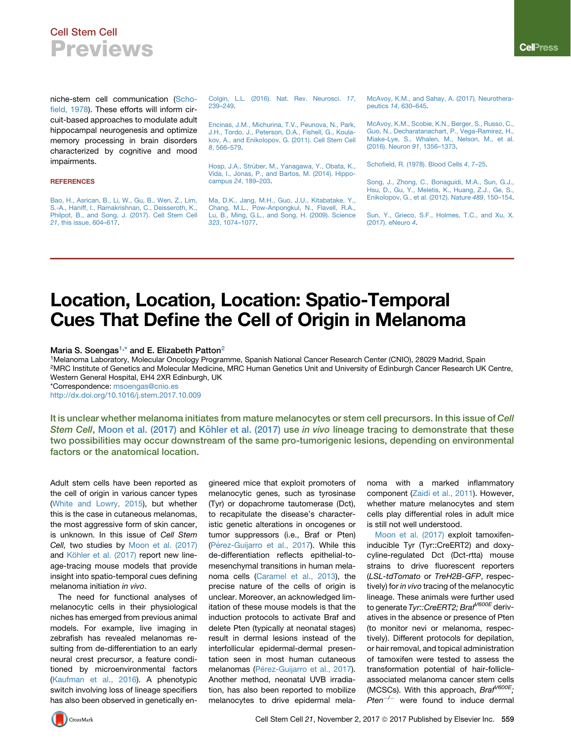niche-stem cell communication (Schofield, 1978). These efforts will inform circuit-based approaches to modulate adult hippocampal neurogenesis and optimize memory processing in brain disorders characterized by cognitive and mood impairments.

## REFERENCES

Bao, H., Asrican, B., Li, W., Gu, B., Wen, Z., Lim, S.-A., Haniff, I., Ramakrishnan, C., Deisseroth, K., Philpot, B., and Song, J. (2017). Cell Stem Cell *21*, this issue, 604–617.

Colgin, L.L. (2016). Nat. Rev. Neurosci. *17*, 239–249.

Encinas, J.M., Michurina, T.V., Peunova, N., Park, J.H., Tordo, J., Peterson, D.A., Fishell, G., Koulakov, A., and Enikolopov, G. (2011). Cell Stem Cell *8*, 566–579.

Hosp, J.A., Strüber, M., Yanagawa, Y., Obata, K., Vida, I., Jonas, P., and Bartos, M. (2014). Hippocampus *24*, 189–203.

Ma, D.K., Jang, M.H., Guo, J.U., Kitabatake, Y., Chang, M.L., Pow-Anpongkul, N., Flavell, R.A., Lu, B., Ming, G.L., and Song, H. (2009). Science *323*, 1074–1077.

McAvoy, K.M., and Sahay, A. (2017). Neurotherapeutics *14*, 630–645.

McAvoy, K.M., Scobie, K.N., Berger, S., Russo, C., Guo, N., Decharatanachart, P., Vega-Ramirez, H., Miake-Lye, S., Whalen, M., Nelson, M., et al. (2016). Neuron *91*, 1356–1373.

Schofield, R. (1978). Blood Cells *4*, 7–25.

Song, J., Zhong, C., Bonaguidi, M.A., Sun, G.J., Hsu, D., Gu, Y., Meletis, K., Huang, Z.J., Ge, S., Enikolopov, G., et al. (2012). Nature *489*, 150–154.

Sun, Y., Grieco, S.F., Holmes, T.C., and Xu, X. (2017). eNeuro *4*.

---

# Location, Location, Location: Spatio-Temporal Cues That Define the Cell of Origin in Melanoma

**Maria S. Soengas[1,*] and E. Elizabeth Patton[2]**

[1]Melanoma Laboratory, Molecular Oncology Programme, Spanish National Cancer Research Center (CNIO), 28029 Madrid, Spain
[2]MRC Institute of Genetics and Molecular Medicine, MRC Human Genetics Unit and University of Edinburgh Cancer Research UK Centre, Western General Hospital, EH4 2XR Edinburgh, UK
*Correspondence: msoengas@cnio.es
http://dx.doi.org/10.1016/j.stem.2017.10.009

**It is unclear whether melanoma initiates from mature melanocytes or stem cell precursors. In this issue of *Cell Stem Cell*, Moon et al. (2017) and Köhler et al. (2017) use *in vivo* lineage tracing to demonstrate that these two possibilities may occur downstream of the same pro-tumorigenic lesions, depending on environmental factors or the anatomical location.**

Adult stem cells have been reported as the cell of origin in various cancer types (White and Lowry, 2015), but whether this is the case in cutaneous melanomas, the most aggressive form of skin cancer, is unknown. In this issue of *Cell Stem Cell,* two studies by Moon et al. (2017) and Köhler et al. (2017) report new lineage-tracing mouse models that provide insight into spatio-temporal cues defining melanoma initiation *in vivo*.

The need for functional analyses of melanocytic cells in their physiological niches has emerged from previous animal models. For example, live imaging in zebrafish has revealed melanomas resulting from de-differentiation to an early neural crest precursor, a feature conditioned by microenvironmental factors (Kaufman et al., 2016). A phenotypic switch involving loss of lineage specifiers has also been observed in genetically engineered mice that exploit promoters of melanocytic genes, such as tyrosinase (Tyr) or dopachrome tautomerase (Dct), to recapitulate the disease's characteristic genetic alterations in oncogenes or tumor suppressors (i.e., Braf or Pten) (Pérez-Guijarro et al., 2017). While this de-differentiation reflects epithelial-to-mesenchymal transitions in human melanoma cells (Caramel et al., 2013), the precise nature of the cells of origin is unclear. Moreover, an acknowledged limitation of these mouse models is that the induction protocols to activate Braf and delete Pten (typically at neonatal stages) result in dermal lesions instead of the interfollicular epidermal-dermal presentation seen in most human cutaneous melanomas (Pérez-Guijarro et al., 2017). Another method, neonatal UVB irradiation, has also been reported to mobilize melanocytes to drive epidermal melanoma with a marked inflammatory component (Zaidi et al., 2011). However, whether mature melanocytes and stem cells play differential roles in adult mice is still not well understood.

Moon et al. (2017) exploit tamoxifen-inducible Tyr (Tyr::CreERT2) and doxycyline-regulated Dct (Dct-rtta) mouse strains to drive fluorescent reporters (*LSL-tdTomato* or *TreH2B-GFP*, respectively) for *in vivo* tracing of the melanocytic lineage. These animals were further used to generate *Tyr::CreERT2; Braf$^{V600E}$* derivatives in the absence or presence of Pten (to monitor nevi or melanoma, respectively). Different protocols for depilation, or hair removal, and topical administration of tamoxifen were tested to assess the transformation potential of hair-follicle-associated melanoma cancer stem cells (MCSCs). With this approach, *Braf$^{V600E}$; Pten$^{-/-}$* were found to induce dermal